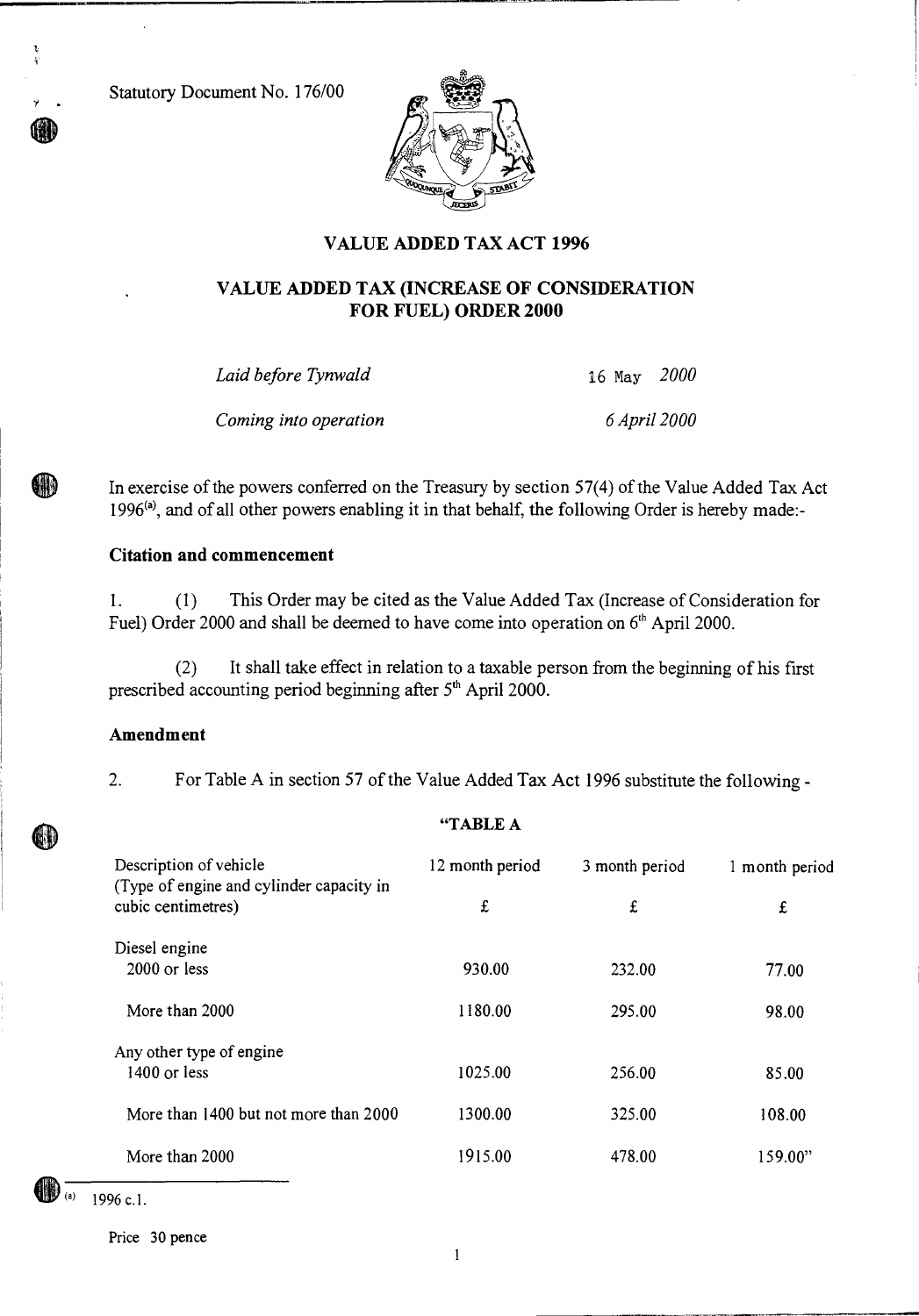Statutory Document No. 176/00

# VALUE ADDED TAX ACT 1996

## VALUE ADDED TAX (INCREASE OF CONSIDERATION FOR FUEL) ORDER 2000

| | |
|---|---|
| *Laid before Tynwald* | 16 May *2000* |
| *Coming into operation* | *6 April 2000* |

In exercise of the powers conferred on the Treasury by section 57(4) of the Value Added Tax Act 1996[(a)], and of all other powers enabling it in that behalf, the following Order is hereby made:-

### Citation and commencement

1. (1) This Order may be cited as the Value Added Tax (Increase of Consideration for Fuel) Order 2000 and shall be deemed to have come into operation on 6th April 2000.

(2) It shall take effect in relation to a taxable person from the beginning of his first prescribed accounting period beginning after 5th April 2000.

### Amendment

2. For Table A in section 57 of the Value Added Tax Act 1996 substitute the following -

"TABLE A

| Description of vehicle (Type of engine and cylinder capacity in cubic centimetres) | 12 month period £ | 3 month period £ | 1 month period £ |
|---|---|---|---|
| Diesel engine | | | |
| 2000 or less | 930.00 | 232.00 | 77.00 |
| More than 2000 | 1180.00 | 295.00 | 98.00 |
| Any other type of engine | | | |
| 1400 or less | 1025.00 | 256.00 | 85.00 |
| More than 1400 but not more than 2000 | 1300.00 | 325.00 | 108.00 |
| More than 2000 | 1915.00 | 478.00 | 159.00" |

(a) 1996 c.1.

Price 30 pence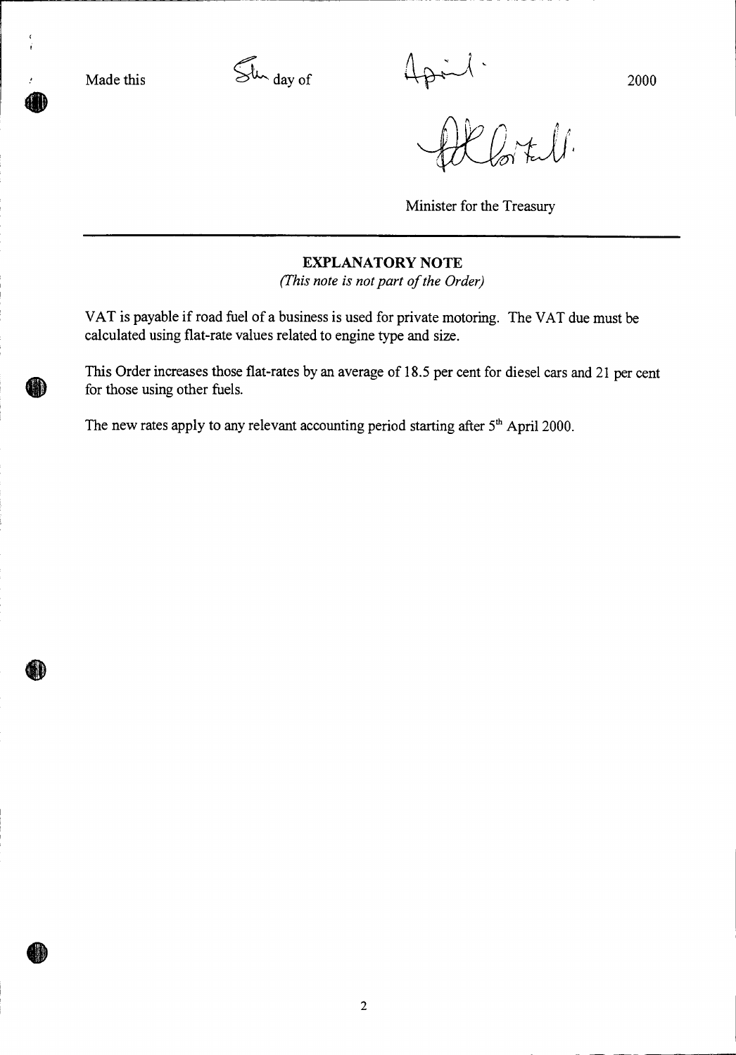Made this 5th day of April 2000

Minister for the Treasury

---

**EXPLANATORY NOTE**

*(This note is not part of the Order)*

VAT is payable if road fuel of a business is used for private motoring. The VAT due must be calculated using flat-rate values related to engine type and size.

This Order increases those flat-rates by an average of 18.5 per cent for diesel cars and 21 per cent for those using other fuels.

The new rates apply to any relevant accounting period starting after 5th April 2000.